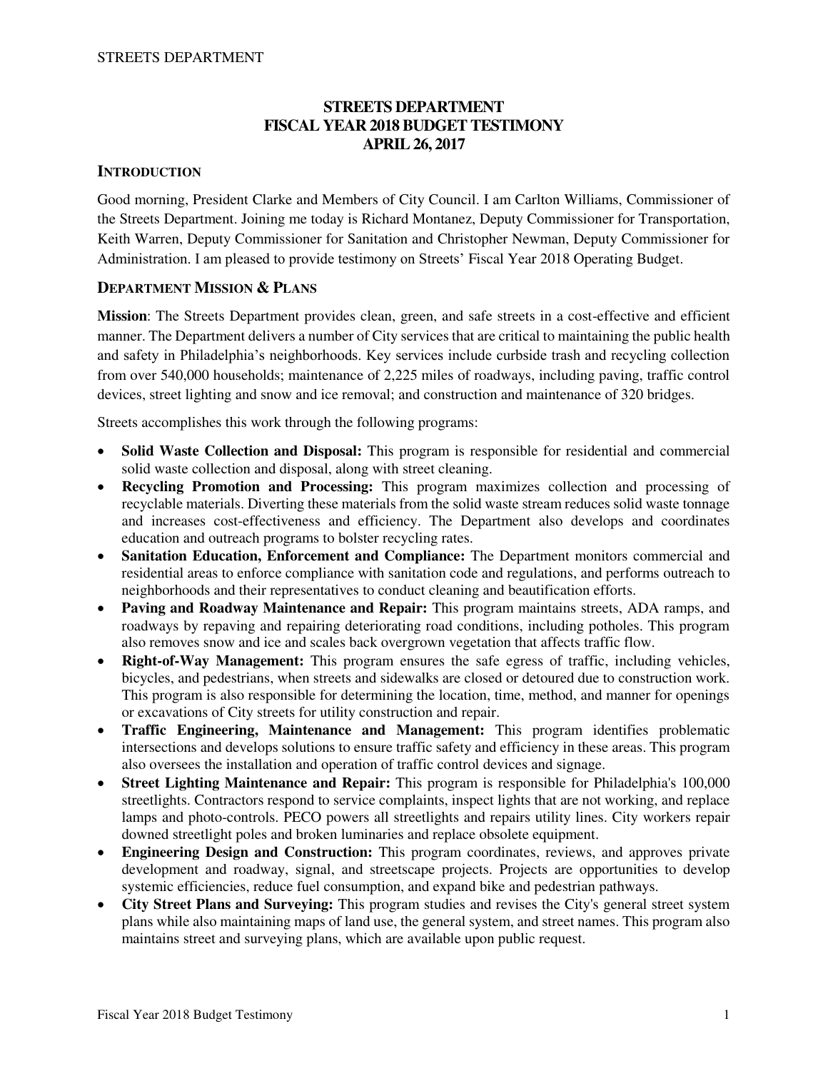# STREETS DEPARTMENT
# FISCAL YEAR 2018 BUDGET TESTIMONY
# APRIL 26, 2017

## INTRODUCTION

Good morning, President Clarke and Members of City Council. I am Carlton Williams, Commissioner of the Streets Department. Joining me today is Richard Montanez, Deputy Commissioner for Transportation, Keith Warren, Deputy Commissioner for Sanitation and Christopher Newman, Deputy Commissioner for Administration. I am pleased to provide testimony on Streets' Fiscal Year 2018 Operating Budget.

## DEPARTMENT MISSION & PLANS

**Mission**: The Streets Department provides clean, green, and safe streets in a cost-effective and efficient manner. The Department delivers a number of City services that are critical to maintaining the public health and safety in Philadelphia's neighborhoods. Key services include curbside trash and recycling collection from over 540,000 households; maintenance of 2,225 miles of roadways, including paving, traffic control devices, street lighting and snow and ice removal; and construction and maintenance of 320 bridges.

Streets accomplishes this work through the following programs:

- **Solid Waste Collection and Disposal:** This program is responsible for residential and commercial solid waste collection and disposal, along with street cleaning.
- **Recycling Promotion and Processing:** This program maximizes collection and processing of recyclable materials. Diverting these materials from the solid waste stream reduces solid waste tonnage and increases cost-effectiveness and efficiency. The Department also develops and coordinates education and outreach programs to bolster recycling rates.
- **Sanitation Education, Enforcement and Compliance:** The Department monitors commercial and residential areas to enforce compliance with sanitation code and regulations, and performs outreach to neighborhoods and their representatives to conduct cleaning and beautification efforts.
- **Paving and Roadway Maintenance and Repair:** This program maintains streets, ADA ramps, and roadways by repaving and repairing deteriorating road conditions, including potholes. This program also removes snow and ice and scales back overgrown vegetation that affects traffic flow.
- **Right-of-Way Management:** This program ensures the safe egress of traffic, including vehicles, bicycles, and pedestrians, when streets and sidewalks are closed or detoured due to construction work. This program is also responsible for determining the location, time, method, and manner for openings or excavations of City streets for utility construction and repair.
- **Traffic Engineering, Maintenance and Management:** This program identifies problematic intersections and develops solutions to ensure traffic safety and efficiency in these areas. This program also oversees the installation and operation of traffic control devices and signage.
- **Street Lighting Maintenance and Repair:** This program is responsible for Philadelphia's 100,000 streetlights. Contractors respond to service complaints, inspect lights that are not working, and replace lamps and photo-controls. PECO powers all streetlights and repairs utility lines. City workers repair downed streetlight poles and broken luminaries and replace obsolete equipment.
- **Engineering Design and Construction:** This program coordinates, reviews, and approves private development and roadway, signal, and streetscape projects. Projects are opportunities to develop systemic efficiencies, reduce fuel consumption, and expand bike and pedestrian pathways.
- **City Street Plans and Surveying:** This program studies and revises the City's general street system plans while also maintaining maps of land use, the general system, and street names. This program also maintains street and surveying plans, which are available upon public request.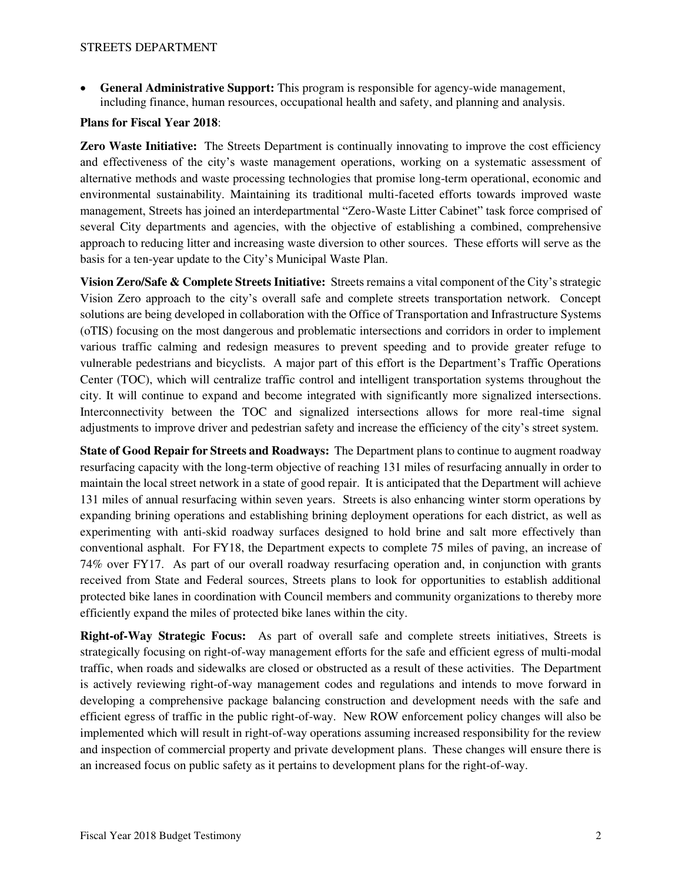- **General Administrative Support:** This program is responsible for agency-wide management, including finance, human resources, occupational health and safety, and planning and analysis.

**Plans for Fiscal Year 2018**:

**Zero Waste Initiative:** The Streets Department is continually innovating to improve the cost efficiency and effectiveness of the city's waste management operations, working on a systematic assessment of alternative methods and waste processing technologies that promise long-term operational, economic and environmental sustainability. Maintaining its traditional multi-faceted efforts towards improved waste management, Streets has joined an interdepartmental "Zero-Waste Litter Cabinet" task force comprised of several City departments and agencies, with the objective of establishing a combined, comprehensive approach to reducing litter and increasing waste diversion to other sources. These efforts will serve as the basis for a ten-year update to the City's Municipal Waste Plan.

**Vision Zero/Safe & Complete Streets Initiative:** Streets remains a vital component of the City's strategic Vision Zero approach to the city's overall safe and complete streets transportation network. Concept solutions are being developed in collaboration with the Office of Transportation and Infrastructure Systems (oTIS) focusing on the most dangerous and problematic intersections and corridors in order to implement various traffic calming and redesign measures to prevent speeding and to provide greater refuge to vulnerable pedestrians and bicyclists. A major part of this effort is the Department's Traffic Operations Center (TOC), which will centralize traffic control and intelligent transportation systems throughout the city. It will continue to expand and become integrated with significantly more signalized intersections. Interconnectivity between the TOC and signalized intersections allows for more real-time signal adjustments to improve driver and pedestrian safety and increase the efficiency of the city's street system.

**State of Good Repair for Streets and Roadways:** The Department plans to continue to augment roadway resurfacing capacity with the long-term objective of reaching 131 miles of resurfacing annually in order to maintain the local street network in a state of good repair. It is anticipated that the Department will achieve 131 miles of annual resurfacing within seven years. Streets is also enhancing winter storm operations by expanding brining operations and establishing brining deployment operations for each district, as well as experimenting with anti-skid roadway surfaces designed to hold brine and salt more effectively than conventional asphalt. For FY18, the Department expects to complete 75 miles of paving, an increase of 74% over FY17. As part of our overall roadway resurfacing operation and, in conjunction with grants received from State and Federal sources, Streets plans to look for opportunities to establish additional protected bike lanes in coordination with Council members and community organizations to thereby more efficiently expand the miles of protected bike lanes within the city.

**Right-of-Way Strategic Focus:** As part of overall safe and complete streets initiatives, Streets is strategically focusing on right-of-way management efforts for the safe and efficient egress of multi-modal traffic, when roads and sidewalks are closed or obstructed as a result of these activities. The Department is actively reviewing right-of-way management codes and regulations and intends to move forward in developing a comprehensive package balancing construction and development needs with the safe and efficient egress of traffic in the public right-of-way. New ROW enforcement policy changes will also be implemented which will result in right-of-way operations assuming increased responsibility for the review and inspection of commercial property and private development plans. These changes will ensure there is an increased focus on public safety as it pertains to development plans for the right-of-way.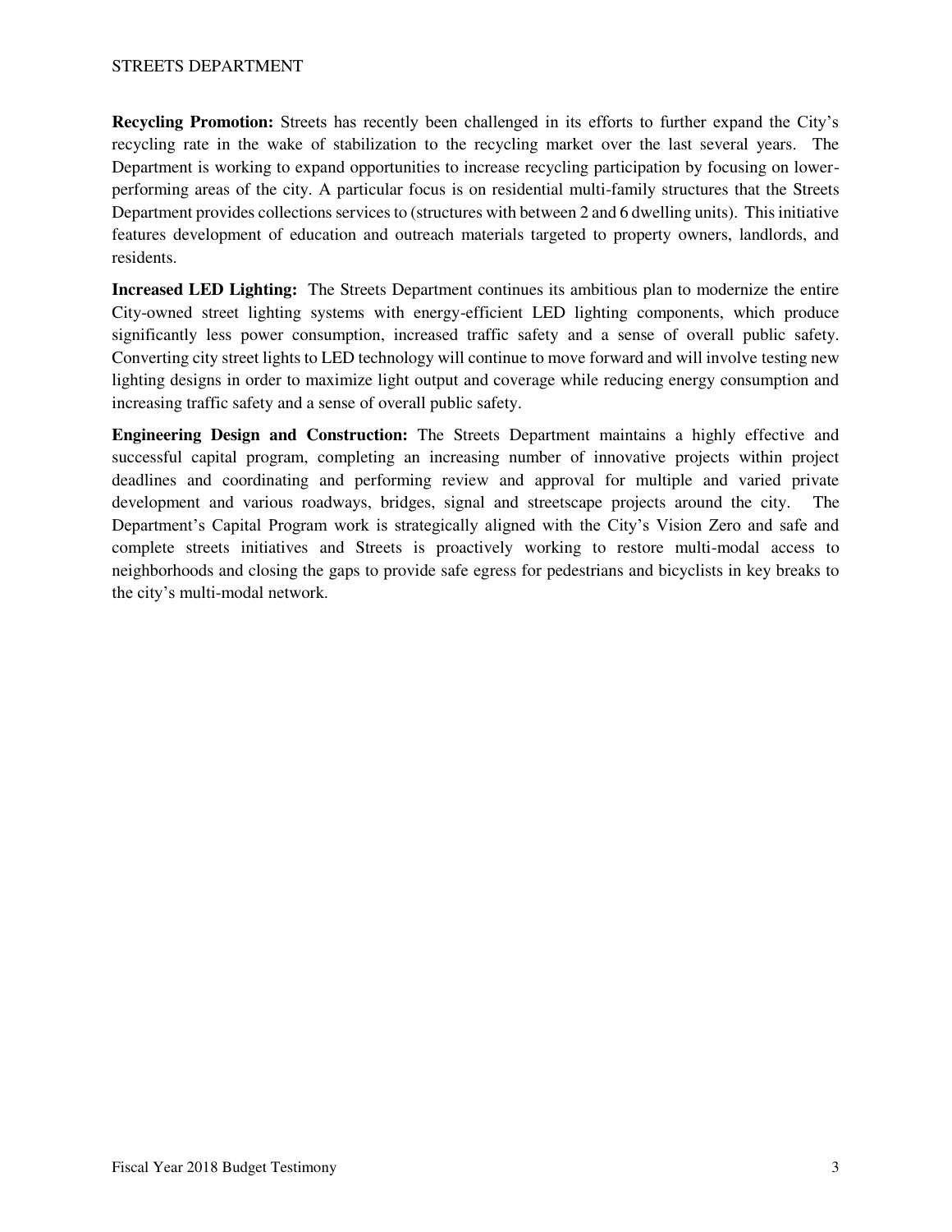**Recycling Promotion:** Streets has recently been challenged in its efforts to further expand the City's recycling rate in the wake of stabilization to the recycling market over the last several years. The Department is working to expand opportunities to increase recycling participation by focusing on lower-performing areas of the city. A particular focus is on residential multi-family structures that the Streets Department provides collections services to (structures with between 2 and 6 dwelling units). This initiative features development of education and outreach materials targeted to property owners, landlords, and residents.

**Increased LED Lighting:** The Streets Department continues its ambitious plan to modernize the entire City-owned street lighting systems with energy-efficient LED lighting components, which produce significantly less power consumption, increased traffic safety and a sense of overall public safety. Converting city street lights to LED technology will continue to move forward and will involve testing new lighting designs in order to maximize light output and coverage while reducing energy consumption and increasing traffic safety and a sense of overall public safety.

**Engineering Design and Construction:** The Streets Department maintains a highly effective and successful capital program, completing an increasing number of innovative projects within project deadlines and coordinating and performing review and approval for multiple and varied private development and various roadways, bridges, signal and streetscape projects around the city. The Department's Capital Program work is strategically aligned with the City's Vision Zero and safe and complete streets initiatives and Streets is proactively working to restore multi-modal access to neighborhoods and closing the gaps to provide safe egress for pedestrians and bicyclists in key breaks to the city's multi-modal network.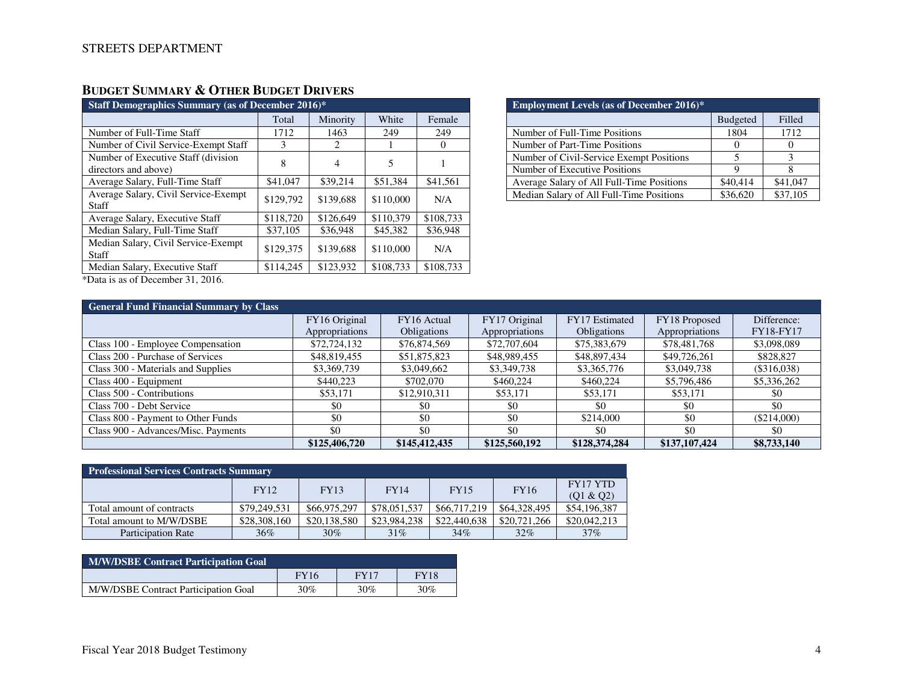## BUDGET SUMMARY & OTHER BUDGET DRIVERS

| Staff Demographics Summary (as of December 2016)* | | | | |
|---|---|---|---|---|
| | Total | Minority | White | Female |
| Number of Full-Time Staff | 1712 | 1463 | 249 | 249 |
| Number of Civil Service-Exempt Staff | 3 | 2 | 1 | 0 |
| Number of Executive Staff (division directors and above) | 8 | 4 | 5 | 1 |
| Average Salary, Full-Time Staff | $41,047 | $39,214 | $51,384 | $41,561 |
| Average Salary, Civil Service-Exempt Staff | $129,792 | $139,688 | $110,000 | N/A |
| Average Salary, Executive Staff | $118,720 | $126,649 | $110,379 | $108,733 |
| Median Salary, Full-Time Staff | $37,105 | $36,948 | $45,382 | $36,948 |
| Median Salary, Civil Service-Exempt Staff | $129,375 | $139,688 | $110,000 | N/A |
| Median Salary, Executive Staff | $114,245 | $123,932 | $108,733 | $108,733 |

*Data is as of December 31, 2016.

| Employment Levels (as of December 2016)* | | |
|---|---|---|
| | Budgeted | Filled |
| Number of Full-Time Positions | 1804 | 1712 |
| Number of Part-Time Positions | 0 | 0 |
| Number of Civil-Service Exempt Positions | 5 | 3 |
| Number of Executive Positions | 9 | 8 |
| Average Salary of All Full-Time Positions | $40,414 | $41,047 |
| Median Salary of All Full-Time Positions | $36,620 | $37,105 |

| General Fund Financial Summary by Class | | | | | | |
|---|---|---|---|---|---|---|
| | FY16 Original Appropriations | FY16 Actual Obligations | FY17 Original Appropriations | FY17 Estimated Obligations | FY18 Proposed Appropriations | Difference: FY18-FY17 |
| Class 100 - Employee Compensation | $72,724,132 | $76,874,569 | $72,707,604 | $75,383,679 | $78,481,768 | $3,098,089 |
| Class 200 - Purchase of Services | $48,819,455 | $51,875,823 | $48,989,455 | $48,897,434 | $49,726,261 | $828,827 |
| Class 300 - Materials and Supplies | $3,369,739 | $3,049,662 | $3,349,738 | $3,365,776 | $3,049,738 | ($316,038) |
| Class 400 - Equipment | $440,223 | $702,070 | $460,224 | $460,224 | $5,796,486 | $5,336,262 |
| Class 500 - Contributions | $53,171 | $12,910,311 | $53,171 | $53,171 | $53,171 | $0 |
| Class 700 - Debt Service | $0 | $0 | $0 | $0 | $0 | $0 |
| Class 800 - Payment to Other Funds | $0 | $0 | $0 | $214,000 | $0 | ($214,000) |
| Class 900 - Advances/Misc. Payments | $0 | $0 | $0 | $0 | $0 | $0 |
| | **$125,406,720** | **$145,412,435** | **$125,560,192** | **$128,374,284** | **$137,107,424** | **$8,733,140** |

| Professional Services Contracts Summary | | | | | | |
|---|---|---|---|---|---|---|
| | FY12 | FY13 | FY14 | FY15 | FY16 | FY17 YTD (Q1 & Q2) |
| Total amount of contracts | $79,249,531 | $66,975,297 | $78,051,537 | $66,717,219 | $64,328,495 | $54,196,387 |
| Total amount to M/W/DSBE | $28,308,160 | $20,138,580 | $23,984,238 | $22,440,638 | $20,721,266 | $20,042,213 |
| Participation Rate | 36% | 30% | 31% | 34% | 32% | 37% |

| M/W/DSBE Contract Participation Goal | | | |
|---|---|---|---|
| | FY16 | FY17 | FY18 |
| M/W/DSBE Contract Participation Goal | 30% | 30% | 30% |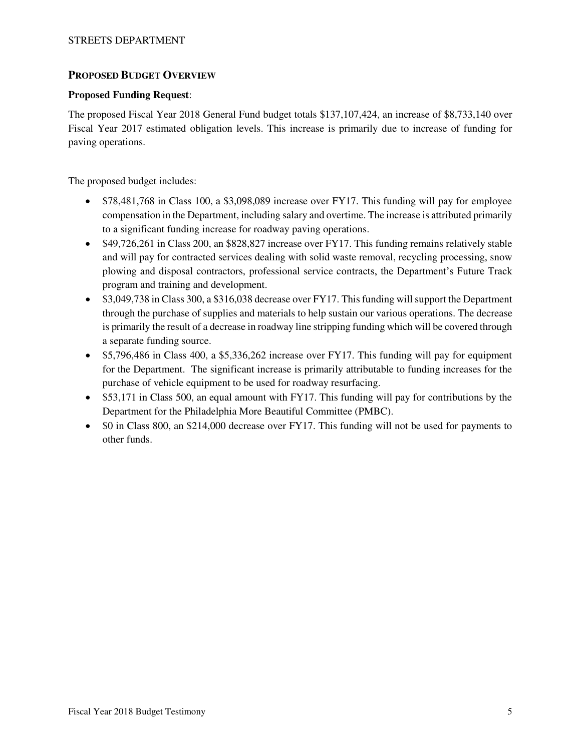## Proposed Budget Overview

**Proposed Funding Request**:

The proposed Fiscal Year 2018 General Fund budget totals $137,107,424, an increase of $8,733,140 over Fiscal Year 2017 estimated obligation levels. This increase is primarily due to increase of funding for paving operations.

The proposed budget includes:

- $78,481,768 in Class 100, a $3,098,089 increase over FY17. This funding will pay for employee compensation in the Department, including salary and overtime. The increase is attributed primarily to a significant funding increase for roadway paving operations.
- $49,726,261 in Class 200, an $828,827 increase over FY17. This funding remains relatively stable and will pay for contracted services dealing with solid waste removal, recycling processing, snow plowing and disposal contractors, professional service contracts, the Department's Future Track program and training and development.
- $3,049,738 in Class 300, a $316,038 decrease over FY17. This funding will support the Department through the purchase of supplies and materials to help sustain our various operations. The decrease is primarily the result of a decrease in roadway line stripping funding which will be covered through a separate funding source.
- $5,796,486 in Class 400, a $5,336,262 increase over FY17. This funding will pay for equipment for the Department. The significant increase is primarily attributable to funding increases for the purchase of vehicle equipment to be used for roadway resurfacing.
- $53,171 in Class 500, an equal amount with FY17. This funding will pay for contributions by the Department for the Philadelphia More Beautiful Committee (PMBC).
- $0 in Class 800, an $214,000 decrease over FY17. This funding will not be used for payments to other funds.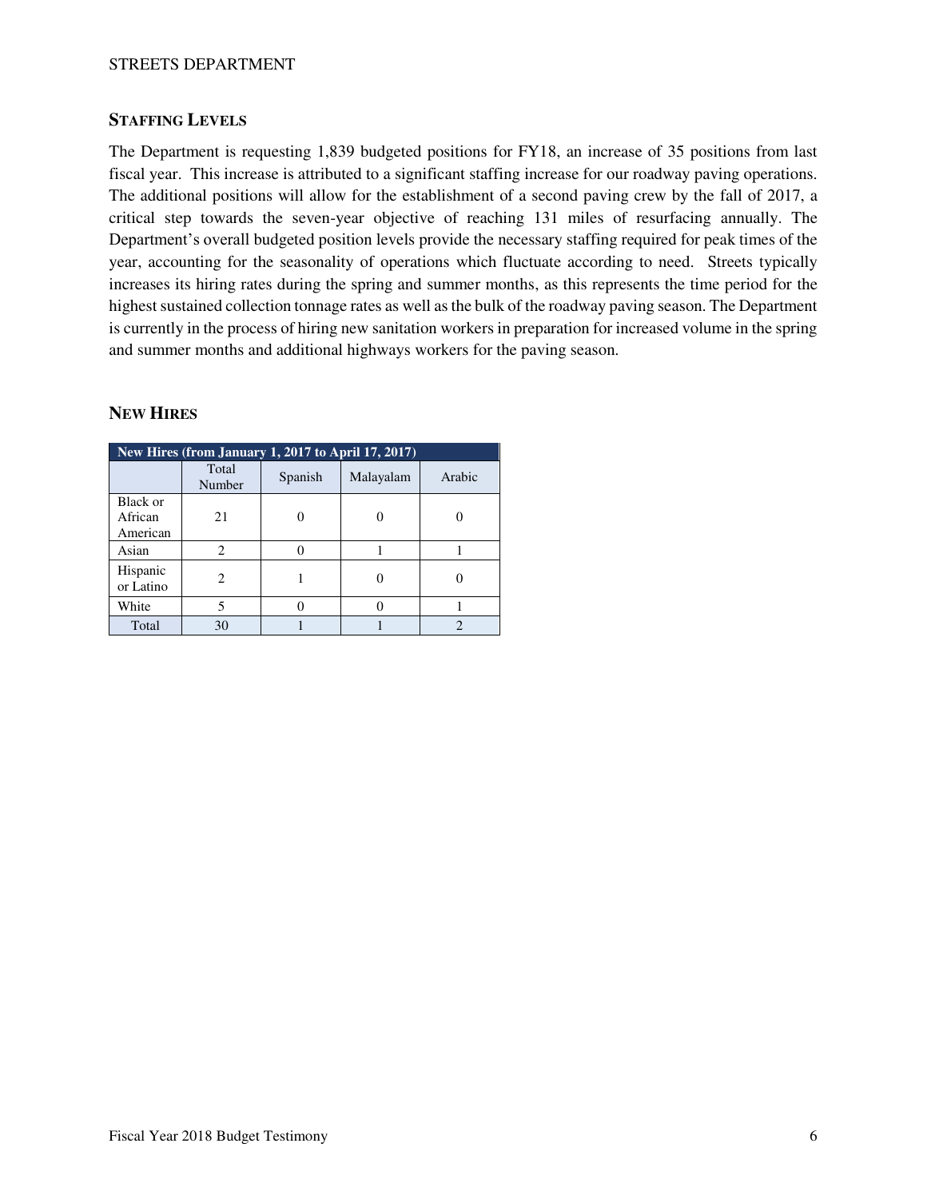## Staffing Levels

The Department is requesting 1,839 budgeted positions for FY18, an increase of 35 positions from last fiscal year. This increase is attributed to a significant staffing increase for our roadway paving operations. The additional positions will allow for the establishment of a second paving crew by the fall of 2017, a critical step towards the seven-year objective of reaching 131 miles of resurfacing annually. The Department's overall budgeted position levels provide the necessary staffing required for peak times of the year, accounting for the seasonality of operations which fluctuate according to need. Streets typically increases its hiring rates during the spring and summer months, as this represents the time period for the highest sustained collection tonnage rates as well as the bulk of the roadway paving season. The Department is currently in the process of hiring new sanitation workers in preparation for increased volume in the spring and summer months and additional highways workers for the paving season.

## New Hires

| New Hires (from January 1, 2017 to April 17, 2017) | | | | |
|---|---|---|---|---|
| | Total Number | Spanish | Malayalam | Arabic |
| Black or African American | 21 | 0 | 0 | 0 |
| Asian | 2 | 0 | 1 | 1 |
| Hispanic or Latino | 2 | 1 | 0 | 0 |
| White | 5 | 0 | 0 | 1 |
| Total | 30 | 1 | 1 | 2 |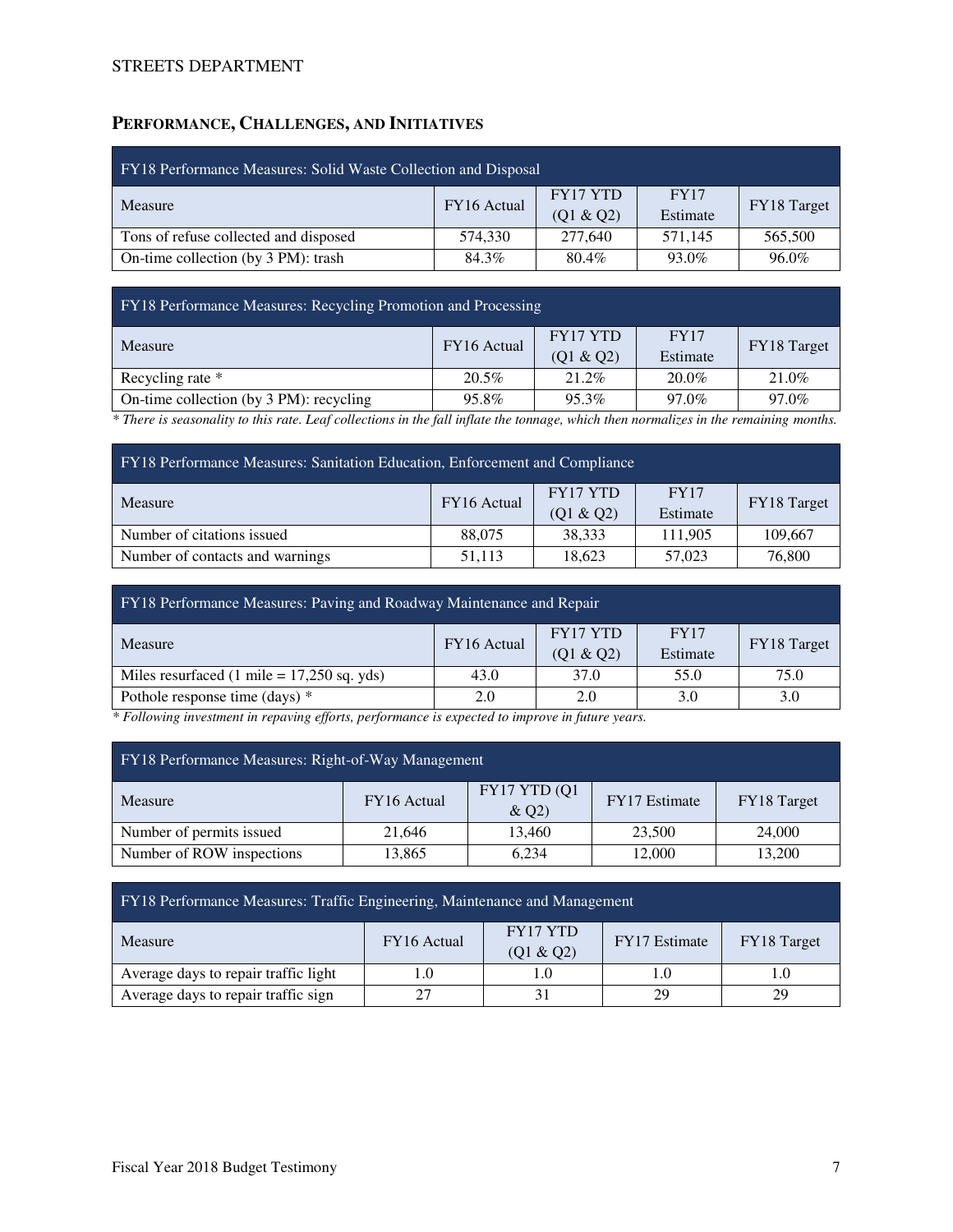## PERFORMANCE, CHALLENGES, AND INITIATIVES

| FY18 Performance Measures: Solid Waste Collection and Disposal | | | | |
|---|---|---|---|---|
| Measure | FY16 Actual | FY17 YTD (Q1 & Q2) | FY17 Estimate | FY18 Target |
| Tons of refuse collected and disposed | 574,330 | 277,640 | 571,145 | 565,500 |
| On-time collection (by 3 PM): trash | 84.3% | 80.4% | 93.0% | 96.0% |

| FY18 Performance Measures: Recycling Promotion and Processing | | | | |
|---|---|---|---|---|
| Measure | FY16 Actual | FY17 YTD (Q1 & Q2) | FY17 Estimate | FY18 Target |
| Recycling rate * | 20.5% | 21.2% | 20.0% | 21.0% |
| On-time collection (by 3 PM): recycling | 95.8% | 95.3% | 97.0% | 97.0% |

*\* There is seasonality to this rate. Leaf collections in the fall inflate the tonnage, which then normalizes in the remaining months.*

| FY18 Performance Measures: Sanitation Education, Enforcement and Compliance | | | | |
|---|---|---|---|---|
| Measure | FY16 Actual | FY17 YTD (Q1 & Q2) | FY17 Estimate | FY18 Target |
| Number of citations issued | 88,075 | 38,333 | 111,905 | 109,667 |
| Number of contacts and warnings | 51,113 | 18,623 | 57,023 | 76,800 |

| FY18 Performance Measures: Paving and Roadway Maintenance and Repair | | | | |
|---|---|---|---|---|
| Measure | FY16 Actual | FY17 YTD (Q1 & Q2) | FY17 Estimate | FY18 Target |
| Miles resurfaced (1 mile = 17,250 sq. yds) | 43.0 | 37.0 | 55.0 | 75.0 |
| Pothole response time (days) * | 2.0 | 2.0 | 3.0 | 3.0 |

*\* Following investment in repaving efforts, performance is expected to improve in future years.*

| FY18 Performance Measures: Right-of-Way Management | | | | |
|---|---|---|---|---|
| Measure | FY16 Actual | FY17 YTD (Q1 & Q2) | FY17 Estimate | FY18 Target |
| Number of permits issued | 21,646 | 13,460 | 23,500 | 24,000 |
| Number of ROW inspections | 13,865 | 6,234 | 12,000 | 13,200 |

| FY18 Performance Measures: Traffic Engineering, Maintenance and Management | | | | |
|---|---|---|---|---|
| Measure | FY16 Actual | FY17 YTD (Q1 & Q2) | FY17 Estimate | FY18 Target |
| Average days to repair traffic light | 1.0 | 1.0 | 1.0 | 1.0 |
| Average days to repair traffic sign | 27 | 31 | 29 | 29 |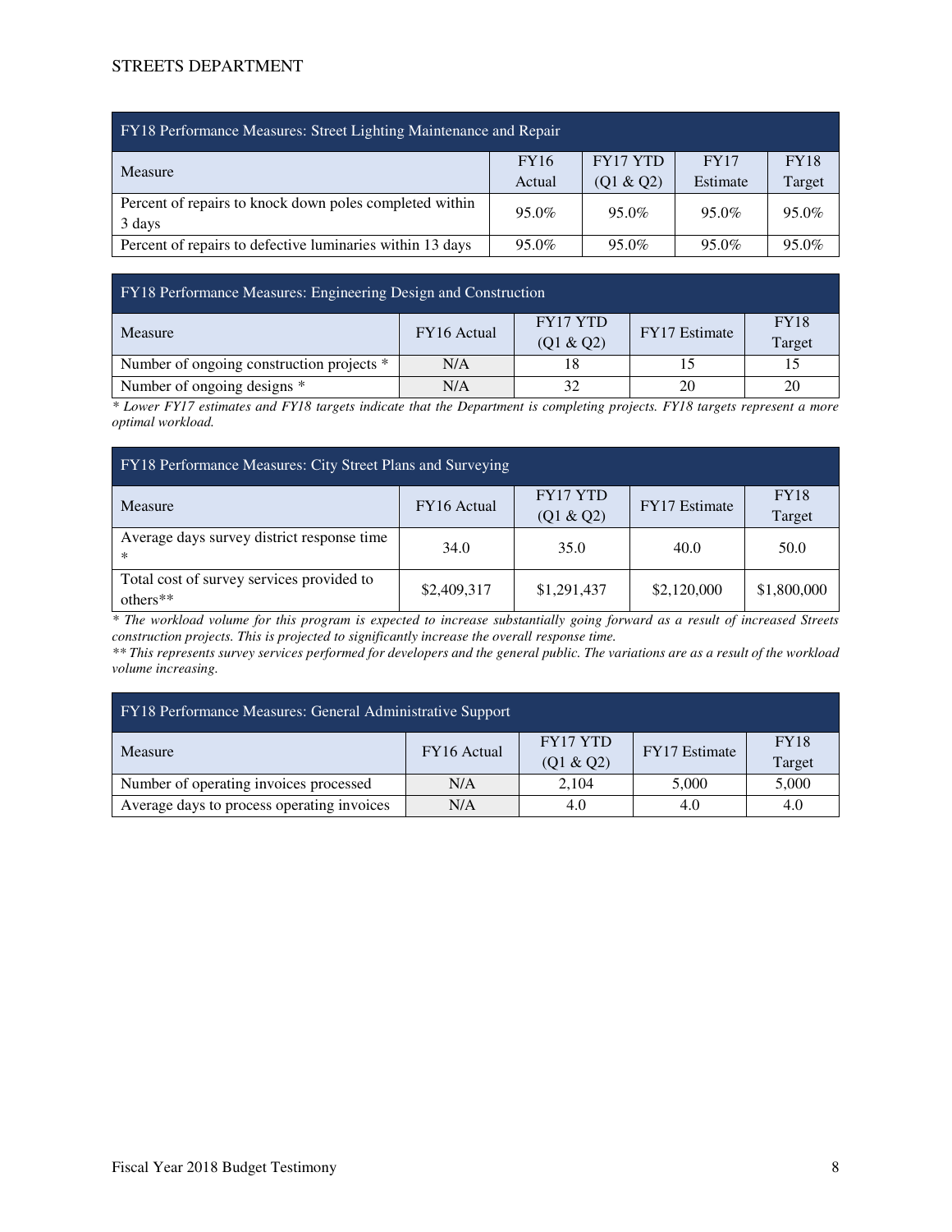| FY18 Performance Measures: Street Lighting Maintenance and Repair | | | | |
|---|---|---|---|---|
| Measure | FY16 Actual | FY17 YTD (Q1 & Q2) | FY17 Estimate | FY18 Target |
| Percent of repairs to knock down poles completed within 3 days | 95.0% | 95.0% | 95.0% | 95.0% |
| Percent of repairs to defective luminaries within 13 days | 95.0% | 95.0% | 95.0% | 95.0% |

| FY18 Performance Measures: Engineering Design and Construction | | | | |
|---|---|---|---|---|
| Measure | FY16 Actual | FY17 YTD (Q1 & Q2) | FY17 Estimate | FY18 Target |
| Number of ongoing construction projects * | N/A | 18 | 15 | 15 |
| Number of ongoing designs * | N/A | 32 | 20 | 20 |

*\* Lower FY17 estimates and FY18 targets indicate that the Department is completing projects. FY18 targets represent a more optimal workload.*

| FY18 Performance Measures: City Street Plans and Surveying | | | | |
|---|---|---|---|---|
| Measure | FY16 Actual | FY17 YTD (Q1 & Q2) | FY17 Estimate | FY18 Target |
| Average days survey district response time * | 34.0 | 35.0 | 40.0 | 50.0 |
| Total cost of survey services provided to others** | $2,409,317 | $1,291,437 | $2,120,000 | $1,800,000 |

*\* The workload volume for this program is expected to increase substantially going forward as a result of increased Streets construction projects. This is projected to significantly increase the overall response time.*

*\*\* This represents survey services performed for developers and the general public. The variations are as a result of the workload volume increasing.*

| FY18 Performance Measures: General Administrative Support | | | | |
|---|---|---|---|---|
| Measure | FY16 Actual | FY17 YTD (Q1 & Q2) | FY17 Estimate | FY18 Target |
| Number of operating invoices processed | N/A | 2,104 | 5,000 | 5,000 |
| Average days to process operating invoices | N/A | 4.0 | 4.0 | 4.0 |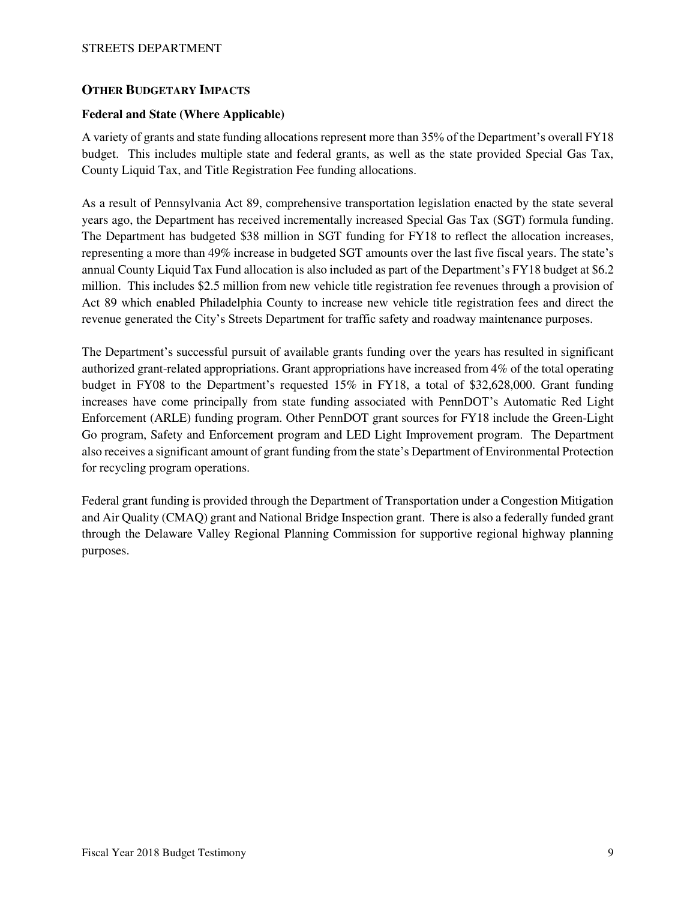## OTHER BUDGETARY IMPACTS

### Federal and State (Where Applicable)

A variety of grants and state funding allocations represent more than 35% of the Department's overall FY18 budget. This includes multiple state and federal grants, as well as the state provided Special Gas Tax, County Liquid Tax, and Title Registration Fee funding allocations.

As a result of Pennsylvania Act 89, comprehensive transportation legislation enacted by the state several years ago, the Department has received incrementally increased Special Gas Tax (SGT) formula funding. The Department has budgeted $38 million in SGT funding for FY18 to reflect the allocation increases, representing a more than 49% increase in budgeted SGT amounts over the last five fiscal years. The state's annual County Liquid Tax Fund allocation is also included as part of the Department's FY18 budget at $6.2 million. This includes $2.5 million from new vehicle title registration fee revenues through a provision of Act 89 which enabled Philadelphia County to increase new vehicle title registration fees and direct the revenue generated the City's Streets Department for traffic safety and roadway maintenance purposes.

The Department's successful pursuit of available grants funding over the years has resulted in significant authorized grant-related appropriations. Grant appropriations have increased from 4% of the total operating budget in FY08 to the Department's requested 15% in FY18, a total of $32,628,000. Grant funding increases have come principally from state funding associated with PennDOT's Automatic Red Light Enforcement (ARLE) funding program. Other PennDOT grant sources for FY18 include the Green-Light Go program, Safety and Enforcement program and LED Light Improvement program. The Department also receives a significant amount of grant funding from the state's Department of Environmental Protection for recycling program operations.

Federal grant funding is provided through the Department of Transportation under a Congestion Mitigation and Air Quality (CMAQ) grant and National Bridge Inspection grant. There is also a federally funded grant through the Delaware Valley Regional Planning Commission for supportive regional highway planning purposes.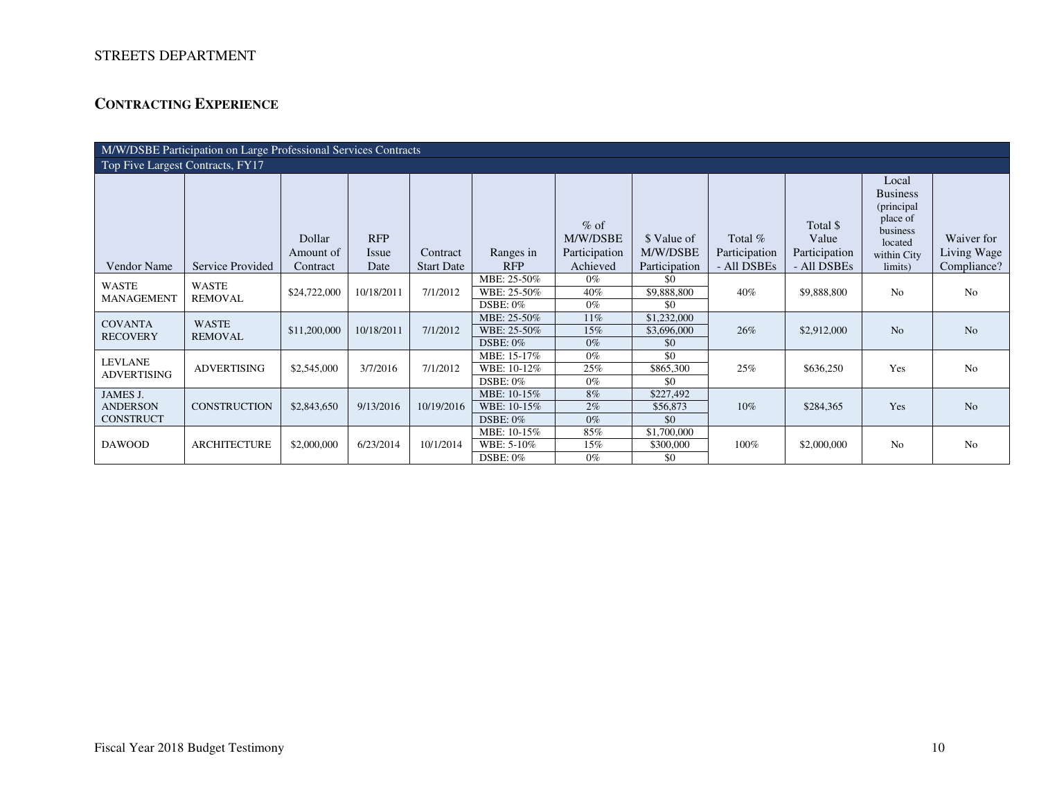STREETS DEPARTMENT

## CONTRACTING EXPERIENCE

| M/W/DSBE Participation on Large Professional Services Contracts | | | | | | | | | | | |
|---|---|---|---|---|---|---|---|---|---|---|---|
| Top Five Largest Contracts, FY17 | | | | | | | | | | | |
| Vendor Name | Service Provided | Dollar Amount of Contract | RFP Issue Date | Contract Start Date | Ranges in RFP | % of M/W/DSBE Participation Achieved | $ Value of M/W/DSBE Participation | Total % Participation - All DSBEs | Total $ Value Participation - All DSBEs | Local Business (principal place of business located within City limits) | Waiver for Living Wage Compliance? |
| WASTE MANAGEMENT | WASTE REMOVAL | $24,722,000 | 10/18/2011 | 7/1/2012 | MBE: 25-50% | 0% | $0 | 40% | $9,888,800 | No | No |
| | | | | | WBE: 25-50% | 40% | $9,888,800 | | | | |
| | | | | | DSBE: 0% | 0% | $0 | | | | |
| COVANTA RECOVERY | WASTE REMOVAL | $11,200,000 | 10/18/2011 | 7/1/2012 | MBE: 25-50% | 11% | $1,232,000 | 26% | $2,912,000 | No | No |
| | | | | | WBE: 25-50% | 15% | $3,696,000 | | | | |
| | | | | | DSBE: 0% | 0% | $0 | | | | |
| LEVLANE ADVERTISING | ADVERTISING | $2,545,000 | 3/7/2016 | 7/1/2012 | MBE: 15-17% | 0% | $0 | 25% | $636,250 | Yes | No |
| | | | | | WBE: 10-12% | 25% | $865,300 | | | | |
| | | | | | DSBE: 0% | 0% | $0 | | | | |
| JAMES J. ANDERSON CONSTRUCT | CONSTRUCTION | $2,843,650 | 9/13/2016 | 10/19/2016 | MBE: 10-15% | 8% | $227,492 | 10% | $284,365 | Yes | No |
| | | | | | WBE: 10-15% | 2% | $56,873 | | | | |
| | | | | | DSBE: 0% | 0% | $0 | | | | |
| DAWOOD | ARCHITECTURE | $2,000,000 | 6/23/2014 | 10/1/2014 | MBE: 10-15% | 85% | $1,700,000 | 100% | $2,000,000 | No | No |
| | | | | | WBE: 5-10% | 15% | $300,000 | | | | |
| | | | | | DSBE: 0% | 0% | $0 | | | | |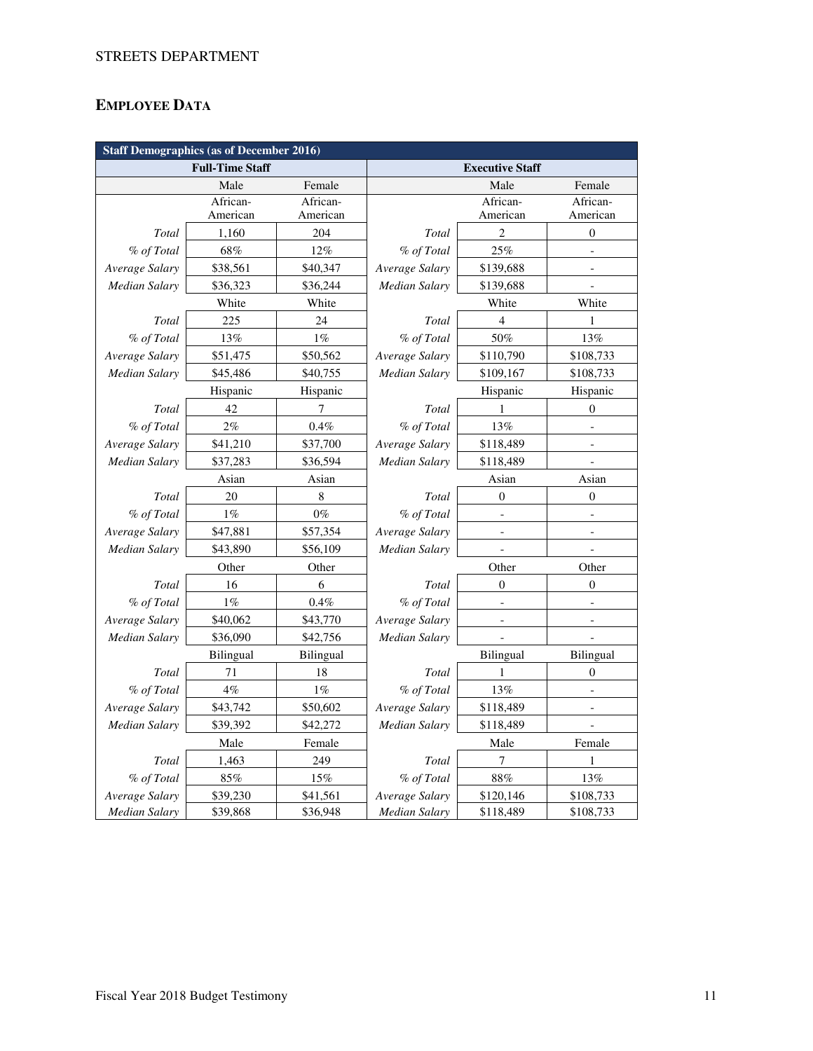## EMPLOYEE DATA

| Staff Demographics (as of December 2016) | | | | | |
|---|---|---|---|---|---|
| Full-Time Staff | | | Executive Staff | | |
| | Male | Female | | Male | Female |
| | African-American | African-American | | African-American | African-American |
| *Total* | 1,160 | 204 | *Total* | 2 | 0 |
| *% of Total* | 68% | 12% | *% of Total* | 25% | - |
| *Average Salary* | $38,561 | $40,347 | *Average Salary* | $139,688 | - |
| *Median Salary* | $36,323 | $36,244 | *Median Salary* | $139,688 | - |
| | White | White | | White | White |
| *Total* | 225 | 24 | *Total* | 4 | 1 |
| *% of Total* | 13% | 1% | *% of Total* | 50% | 13% |
| *Average Salary* | $51,475 | $50,562 | *Average Salary* | $110,790 | $108,733 |
| *Median Salary* | $45,486 | $40,755 | *Median Salary* | $109,167 | $108,733 |
| | Hispanic | Hispanic | | Hispanic | Hispanic |
| *Total* | 42 | 7 | *Total* | 1 | 0 |
| *% of Total* | 2% | 0.4% | *% of Total* | 13% | - |
| *Average Salary* | $41,210 | $37,700 | *Average Salary* | $118,489 | - |
| *Median Salary* | $37,283 | $36,594 | *Median Salary* | $118,489 | - |
| | Asian | Asian | | Asian | Asian |
| *Total* | 20 | 8 | *Total* | 0 | 0 |
| *% of Total* | 1% | 0% | *% of Total* | - | - |
| *Average Salary* | $47,881 | $57,354 | *Average Salary* | - | - |
| *Median Salary* | $43,890 | $56,109 | *Median Salary* | - | - |
| | Other | Other | | Other | Other |
| *Total* | 16 | 6 | *Total* | 0 | 0 |
| *% of Total* | 1% | 0.4% | *% of Total* | - | - |
| *Average Salary* | $40,062 | $43,770 | *Average Salary* | - | - |
| *Median Salary* | $36,090 | $42,756 | *Median Salary* | - | - |
| | Bilingual | Bilingual | | Bilingual | Bilingual |
| *Total* | 71 | 18 | *Total* | 1 | 0 |
| *% of Total* | 4% | 1% | *% of Total* | 13% | - |
| *Average Salary* | $43,742 | $50,602 | *Average Salary* | $118,489 | - |
| *Median Salary* | $39,392 | $42,272 | *Median Salary* | $118,489 | - |
| | Male | Female | | Male | Female |
| *Total* | 1,463 | 249 | *Total* | 7 | 1 |
| *% of Total* | 85% | 15% | *% of Total* | 88% | 13% |
| *Average Salary* | $39,230 | $41,561 | *Average Salary* | $120,146 | $108,733 |
| *Median Salary* | $39,868 | $36,948 | *Median Salary* | $118,489 | $108,733 |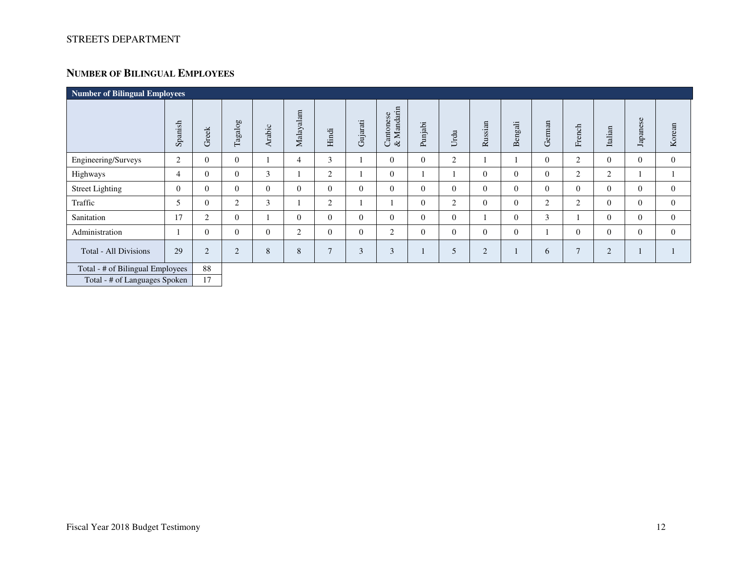STREETS DEPARTMENT

## Number of Bilingual Employees

| Number of Bilingual Employees | Spanish | Greek | Tagalog | Arabic | Malayalam | Hindi | Gujarati | Cantonese & Mandarin | Punjabi | Urdu | Russian | Bengali | German | French | Italian | Japanese | Korean |
|---|---|---|---|---|---|---|---|---|---|---|---|---|---|---|---|---|---|
| Engineering/Surveys | 2 | 0 | 0 | 1 | 4 | 3 | 1 | 0 | 0 | 2 | 1 | 1 | 0 | 2 | 0 | 0 | 0 |
| Highways | 4 | 0 | 0 | 3 | 1 | 2 | 1 | 0 | 1 | 1 | 0 | 0 | 0 | 2 | 2 | 1 | 1 |
| Street Lighting | 0 | 0 | 0 | 0 | 0 | 0 | 0 | 0 | 0 | 0 | 0 | 0 | 0 | 0 | 0 | 0 | 0 |
| Traffic | 5 | 0 | 2 | 3 | 1 | 2 | 1 | 1 | 0 | 2 | 0 | 0 | 2 | 2 | 0 | 0 | 0 |
| Sanitation | 17 | 2 | 0 | 1 | 0 | 0 | 0 | 0 | 0 | 0 | 1 | 0 | 3 | 1 | 0 | 0 | 0 |
| Administration | 1 | 0 | 0 | 0 | 2 | 0 | 0 | 2 | 0 | 0 | 0 | 0 | 1 | 0 | 0 | 0 | 0 |
| Total - All Divisions | 29 | 2 | 2 | 8 | 8 | 7 | 3 | 3 | 1 | 5 | 2 | 1 | 6 | 7 | 2 | 1 | 1 |

| | |
|---|---|
| Total - # of Bilingual Employees | 88 |
| Total - # of Languages Spoken | 17 |